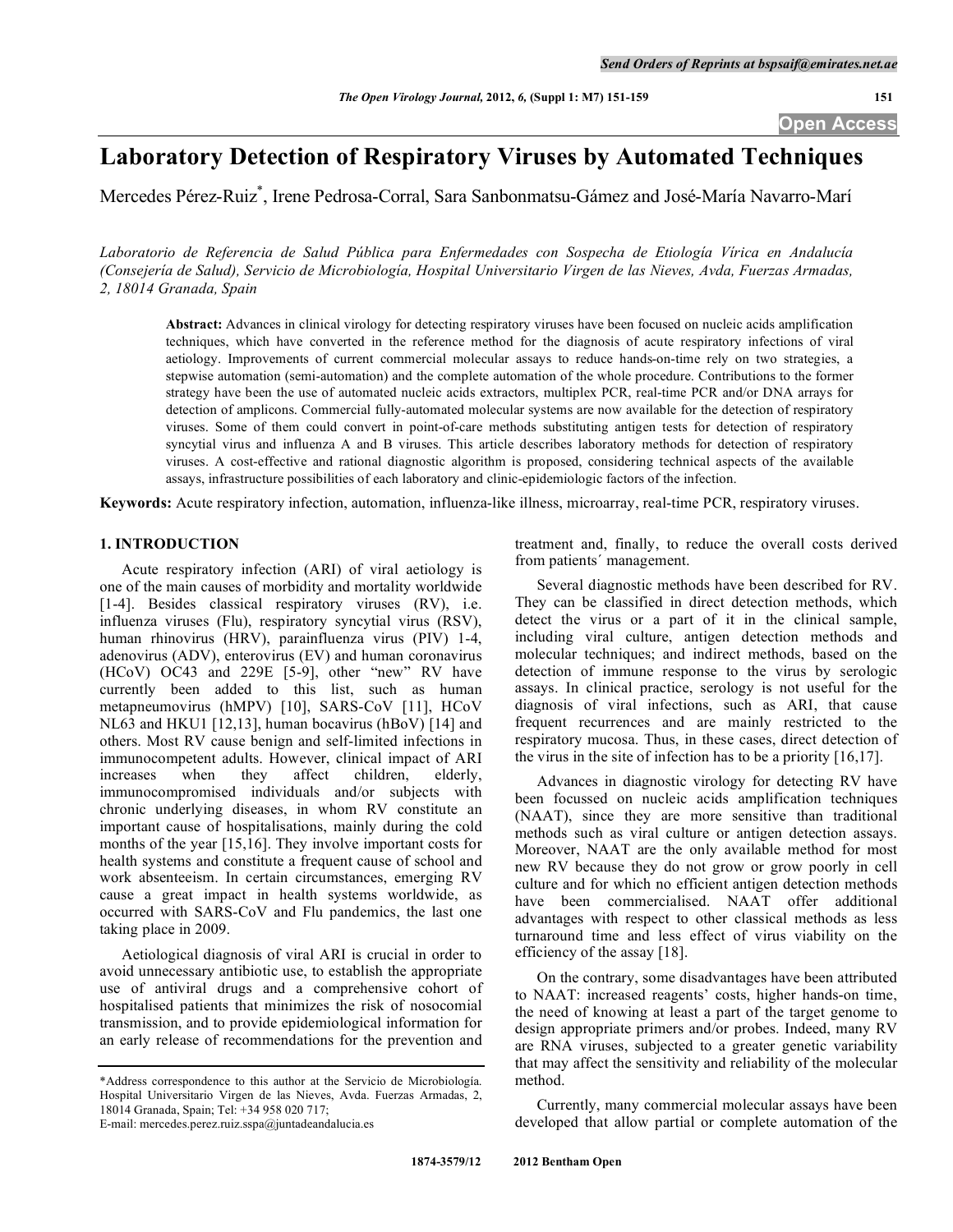# Laboratory Detection of Respiratory Viruses by Automated Techniques

Mercedes Pérez-Ruiz*, Irene Pedrosa-Corral, Sara Sanbonmatsu-Gámez and José-María Navarro-Marí

*Laboratorio de Referencia de Salud Pública para Enfermedades con Sospecha de Etiología Vírica en Andalucía (Consejería de Salud), Servicio de Microbiología, Hospital Universitario Virgen de las Nieves, Avda, Fuerzas Armadas, 2, 18014 Granada, Spain*

**Abstract:** Advances in clinical virology for detecting respiratory viruses have been focused on nucleic acids amplification techniques, which have converted in the reference method for the diagnosis of acute respiratory infections of viral aetiology. Improvements of current commercial molecular assays to reduce hands-on-time rely on two strategies, a stepwise automation (semi-automation) and the complete automation of the whole procedure. Contributions to the former strategy have been the use of automated nucleic acids extractors, multiplex PCR, real-time PCR and/or DNA arrays for detection of amplicons. Commercial fully-automated molecular systems are now available for the detection of respiratory viruses. Some of them could convert in point-of-care methods substituting antigen tests for detection of respiratory syncytial virus and influenza A and B viruses. This article describes laboratory methods for detection of respiratory viruses. A cost-effective and rational diagnostic algorithm is proposed, considering technical aspects of the available assays, infrastructure possibilities of each laboratory and clinic-epidemiologic factors of the infection.

**Keywords:** Acute respiratory infection, automation, influenza-like illness, microarray, real-time PCR, respiratory viruses.

## 1. INTRODUCTION

Acute respiratory infection (ARI) of viral aetiology is one of the main causes of morbidity and mortality worldwide [1-4]. Besides classical respiratory viruses (RV), i.e. influenza viruses (Flu), respiratory syncytial virus (RSV), human rhinovirus (HRV), parainfluenza virus (PIV) 1-4, adenovirus (ADV), enterovirus (EV) and human coronavirus (HCoV) OC43 and 229E [5-9], other "new" RV have currently been added to this list, such as human metapneumovirus (hMPV) [10], SARS-CoV [11], HCoV NL63 and HKU1 [12,13], human bocavirus (hBoV) [14] and others. Most RV cause benign and self-limited infections in immunocompetent adults. However, clinical impact of ARI increases when they affect children, elderly, immunocompromised individuals and/or subjects with chronic underlying diseases, in whom RV constitute an important cause of hospitalisations, mainly during the cold months of the year [15,16]. They involve important costs for health systems and constitute a frequent cause of school and work absenteeism. In certain circumstances, emerging RV cause a great impact in health systems worldwide, as occurred with SARS-CoV and Flu pandemics, the last one taking place in 2009.

Aetiological diagnosis of viral ARI is crucial in order to avoid unnecessary antibiotic use, to establish the appropriate use of antiviral drugs and a comprehensive cohort of hospitalised patients that minimizes the risk of nosocomial transmission, and to provide epidemiological information for an early release of recommendations for the prevention and treatment and, finally, to reduce the overall costs derived from patients´ management.

Several diagnostic methods have been described for RV. They can be classified in direct detection methods, which detect the virus or a part of it in the clinical sample, including viral culture, antigen detection methods and molecular techniques; and indirect methods, based on the detection of immune response to the virus by serologic assays. In clinical practice, serology is not useful for the diagnosis of viral infections, such as ARI, that cause frequent recurrences and are mainly restricted to the respiratory mucosa. Thus, in these cases, direct detection of the virus in the site of infection has to be a priority [16,17].

Advances in diagnostic virology for detecting RV have been focussed on nucleic acids amplification techniques (NAAT), since they are more sensitive than traditional methods such as viral culture or antigen detection assays. Moreover, NAAT are the only available method for most new RV because they do not grow or grow poorly in cell culture and for which no efficient antigen detection methods have been commercialised. NAAT offer additional advantages with respect to other classical methods as less turnaround time and less effect of virus viability on the efficiency of the assay [18].

On the contrary, some disadvantages have been attributed to NAAT: increased reagents' costs, higher hands-on time, the need of knowing at least a part of the target genome to design appropriate primers and/or probes. Indeed, many RV are RNA viruses, subjected to a greater genetic variability that may affect the sensitivity and reliability of the molecular method.

Currently, many commercial molecular assays have been developed that allow partial or complete automation of the

\*Address correspondence to this author at the Servicio de Microbiología. Hospital Universitario Virgen de las Nieves, Avda. Fuerzas Armadas, 2, 18014 Granada, Spain; Tel: +34 958 020 717;
E-mail: mercedes.perez.ruiz.sspa@juntadeandalucia.es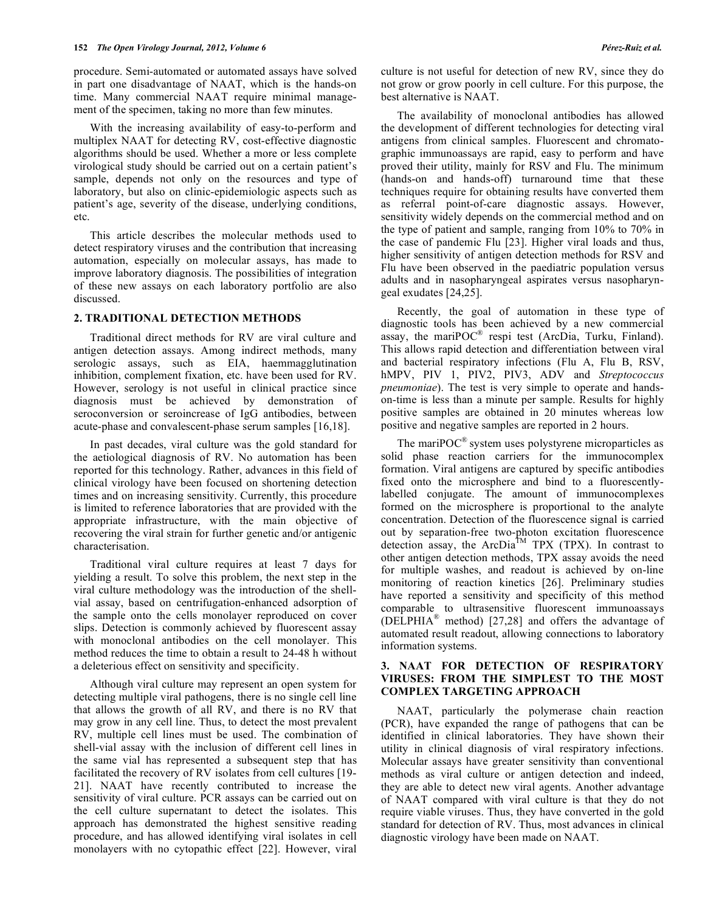procedure. Semi-automated or automated assays have solved in part one disadvantage of NAAT, which is the hands-on time. Many commercial NAAT require minimal management of the specimen, taking no more than few minutes.

With the increasing availability of easy-to-perform and multiplex NAAT for detecting RV, cost-effective diagnostic algorithms should be used. Whether a more or less complete virological study should be carried out on a certain patient's sample, depends not only on the resources and type of laboratory, but also on clinic-epidemiologic aspects such as patient's age, severity of the disease, underlying conditions, etc.

This article describes the molecular methods used to detect respiratory viruses and the contribution that increasing automation, especially on molecular assays, has made to improve laboratory diagnosis. The possibilities of integration of these new assays on each laboratory portfolio are also discussed.

## 2. TRADITIONAL DETECTION METHODS

Traditional direct methods for RV are viral culture and antigen detection assays. Among indirect methods, many serologic assays, such as EIA, haemmagglutination inhibition, complement fixation, etc. have been used for RV. However, serology is not useful in clinical practice since diagnosis must be achieved by demonstration of seroconversion or seroincrease of IgG antibodies, between acute-phase and convalescent-phase serum samples [16,18].

In past decades, viral culture was the gold standard for the aetiological diagnosis of RV. No automation has been reported for this technology. Rather, advances in this field of clinical virology have been focused on shortening detection times and on increasing sensitivity. Currently, this procedure is limited to reference laboratories that are provided with the appropriate infrastructure, with the main objective of recovering the viral strain for further genetic and/or antigenic characterisation.

Traditional viral culture requires at least 7 days for yielding a result. To solve this problem, the next step in the viral culture methodology was the introduction of the shell-vial assay, based on centrifugation-enhanced adsorption of the sample onto the cells monolayer reproduced on cover slips. Detection is commonly achieved by fluorescent assay with monoclonal antibodies on the cell monolayer. This method reduces the time to obtain a result to 24-48 h without a deleterious effect on sensitivity and specificity.

Although viral culture may represent an open system for detecting multiple viral pathogens, there is no single cell line that allows the growth of all RV, and there is no RV that may grow in any cell line. Thus, to detect the most prevalent RV, multiple cell lines must be used. The combination of shell-vial assay with the inclusion of different cell lines in the same vial has represented a subsequent step that has facilitated the recovery of RV isolates from cell cultures [19-21]. NAAT have recently contributed to increase the sensitivity of viral culture. PCR assays can be carried out on the cell culture supernatant to detect the isolates. This approach has demonstrated the highest sensitive reading procedure, and has allowed identifying viral isolates in cell monolayers with no cytopathic effect [22]. However, viral culture is not useful for detection of new RV, since they do not grow or grow poorly in cell culture. For this purpose, the best alternative is NAAT.

The availability of monoclonal antibodies has allowed the development of different technologies for detecting viral antigens from clinical samples. Fluorescent and chromatographic immunoassays are rapid, easy to perform and have proved their utility, mainly for RSV and Flu. The minimum (hands-on and hands-off) turnaround time that these techniques require for obtaining results have converted them as referral point-of-care diagnostic assays. However, sensitivity widely depends on the commercial method and on the type of patient and sample, ranging from 10% to 70% in the case of pandemic Flu [23]. Higher viral loads and thus, higher sensitivity of antigen detection methods for RSV and Flu have been observed in the paediatric population versus adults and in nasopharyngeal aspirates versus nasopharyngeal exudates [24,25].

Recently, the goal of automation in these type of diagnostic tools has been achieved by a new commercial assay, the mariPOC® respi test (ArcDia, Turku, Finland). This allows rapid detection and differentiation between viral and bacterial respiratory infections (Flu A, Flu B, RSV, hMPV, PIV 1, PIV2, PIV3, ADV and *Streptococcus pneumoniae*). The test is very simple to operate and hands-on-time is less than a minute per sample. Results for highly positive samples are obtained in 20 minutes whereas low positive and negative samples are reported in 2 hours.

The mariPOC® system uses polystyrene microparticles as solid phase reaction carriers for the immunocomplex formation. Viral antigens are captured by specific antibodies fixed onto the microsphere and bind to a fluorescently-labelled conjugate. The amount of immunocomplexes formed on the microsphere is proportional to the analyte concentration. Detection of the fluorescence signal is carried out by separation-free two-photon excitation fluorescence detection assay, the ArcDia™ TPX (TPX). In contrast to other antigen detection methods, TPX assay avoids the need for multiple washes, and readout is achieved by on-line monitoring of reaction kinetics [26]. Preliminary studies have reported a sensitivity and specificity of this method comparable to ultrasensitive fluorescent immunoassays (DELPHIA® method) [27,28] and offers the advantage of automated result readout, allowing connections to laboratory information systems.

## 3. NAAT FOR DETECTION OF RESPIRATORY VIRUSES: FROM THE SIMPLEST TO THE MOST COMPLEX TARGETING APPROACH

NAAT, particularly the polymerase chain reaction (PCR), have expanded the range of pathogens that can be identified in clinical laboratories. They have shown their utility in clinical diagnosis of viral respiratory infections. Molecular assays have greater sensitivity than conventional methods as viral culture or antigen detection and indeed, they are able to detect new viral agents. Another advantage of NAAT compared with viral culture is that they do not require viable viruses. Thus, they have converted in the gold standard for detection of RV. Thus, most advances in clinical diagnostic virology have been made on NAAT.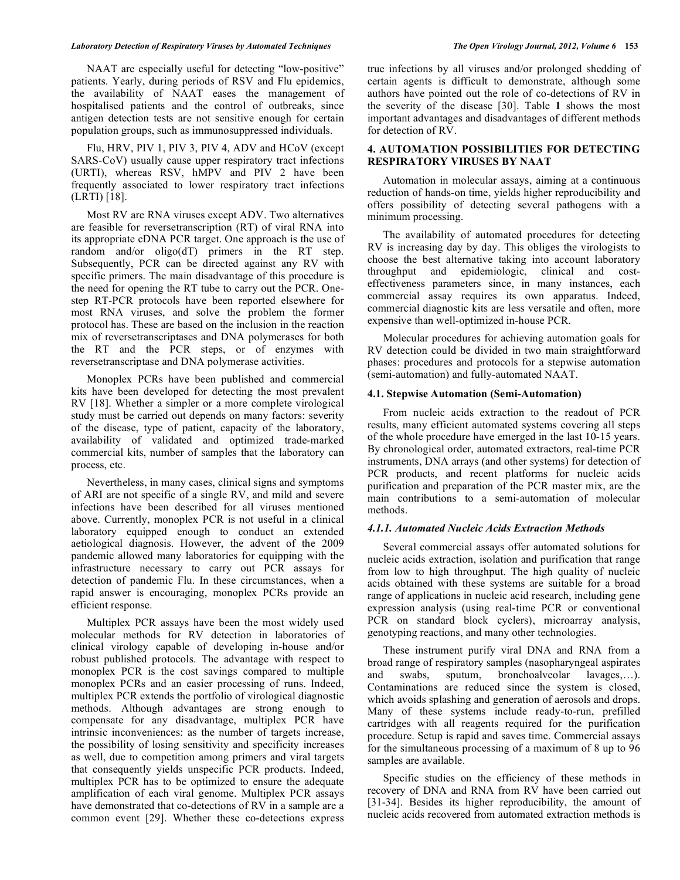NAAT are especially useful for detecting "low-positive" patients. Yearly, during periods of RSV and Flu epidemics, the availability of NAAT eases the management of hospitalised patients and the control of outbreaks, since antigen detection tests are not sensitive enough for certain population groups, such as immunosuppressed individuals.

Flu, HRV, PIV 1, PIV 3, PIV 4, ADV and HCoV (except SARS-CoV) usually cause upper respiratory tract infections (URTI), whereas RSV, hMPV and PIV 2 have been frequently associated to lower respiratory tract infections (LRTI) [18].

Most RV are RNA viruses except ADV. Two alternatives are feasible for reversetranscription (RT) of viral RNA into its appropriate cDNA PCR target. One approach is the use of random and/or oligo(dT) primers in the RT step. Subsequently, PCR can be directed against any RV with specific primers. The main disadvantage of this procedure is the need for opening the RT tube to carry out the PCR. One-step RT-PCR protocols have been reported elsewhere for most RNA viruses, and solve the problem the former protocol has. These are based on the inclusion in the reaction mix of reversetranscriptases and DNA polymerases for both the RT and the PCR steps, or of enzymes with reversetranscriptase and DNA polymerase activities.

Monoplex PCRs have been published and commercial kits have been developed for detecting the most prevalent RV [18]. Whether a simpler or a more complete virological study must be carried out depends on many factors: severity of the disease, type of patient, capacity of the laboratory, availability of validated and optimized trade-marked commercial kits, number of samples that the laboratory can process, etc.

Nevertheless, in many cases, clinical signs and symptoms of ARI are not specific of a single RV, and mild and severe infections have been described for all viruses mentioned above. Currently, monoplex PCR is not useful in a clinical laboratory equipped enough to conduct an extended aetiological diagnosis. However, the advent of the 2009 pandemic allowed many laboratories for equipping with the infrastructure necessary to carry out PCR assays for detection of pandemic Flu. In these circumstances, when a rapid answer is encouraging, monoplex PCRs provide an efficient response.

Multiplex PCR assays have been the most widely used molecular methods for RV detection in laboratories of clinical virology capable of developing in-house and/or robust published protocols. The advantage with respect to monoplex PCR is the cost savings compared to multiple monoplex PCRs and an easier processing of runs. Indeed, multiplex PCR extends the portfolio of virological diagnostic methods. Although advantages are strong enough to compensate for any disadvantage, multiplex PCR have intrinsic inconveniences: as the number of targets increase, the possibility of losing sensitivity and specificity increases as well, due to competition among primers and viral targets that consequently yields unspecific PCR products. Indeed, multiplex PCR has to be optimized to ensure the adequate amplification of each viral genome. Multiplex PCR assays have demonstrated that co-detections of RV in a sample are a common event [29]. Whether these co-detections express true infections by all viruses and/or prolonged shedding of certain agents is difficult to demonstrate, although some authors have pointed out the role of co-detections of RV in the severity of the disease [30]. Table **1** shows the most important advantages and disadvantages of different methods for detection of RV.

## 4. AUTOMATION POSSIBILITIES FOR DETECTING RESPIRATORY VIRUSES BY NAAT

Automation in molecular assays, aiming at a continuous reduction of hands-on time, yields higher reproducibility and offers possibility of detecting several pathogens with a minimum processing.

The availability of automated procedures for detecting RV is increasing day by day. This obliges the virologists to choose the best alternative taking into account laboratory throughput and epidemiologic, clinical and cost-effectiveness parameters since, in many instances, each commercial assay requires its own apparatus. Indeed, commercial diagnostic kits are less versatile and often, more expensive than well-optimized in-house PCR.

Molecular procedures for achieving automation goals for RV detection could be divided in two main straightforward phases: procedures and protocols for a stepwise automation (semi-automation) and fully-automated NAAT.

### 4.1. Stepwise Automation (Semi-Automation)

From nucleic acids extraction to the readout of PCR results, many efficient automated systems covering all steps of the whole procedure have emerged in the last 10-15 years. By chronological order, automated extractors, real-time PCR instruments, DNA arrays (and other systems) for detection of PCR products, and recent platforms for nucleic acids purification and preparation of the PCR master mix, are the main contributions to a semi-automation of molecular methods.

#### *4.1.1. Automated Nucleic Acids Extraction Methods*

Several commercial assays offer automated solutions for nucleic acids extraction, isolation and purification that range from low to high throughput. The high quality of nucleic acids obtained with these systems are suitable for a broad range of applications in nucleic acid research, including gene expression analysis (using real-time PCR or conventional PCR on standard block cyclers), microarray analysis, genotyping reactions, and many other technologies.

These instrument purify viral DNA and RNA from a broad range of respiratory samples (nasopharyngeal aspirates and swabs, sputum, bronchoalveolar lavages,…). Contaminations are reduced since the system is closed, which avoids splashing and generation of aerosols and drops. Many of these systems include ready-to-run, prefilled cartridges with all reagents required for the purification procedure. Setup is rapid and saves time. Commercial assays for the simultaneous processing of a maximum of 8 up to 96 samples are available.

Specific studies on the efficiency of these methods in recovery of DNA and RNA from RV have been carried out [31-34]. Besides its higher reproducibility, the amount of nucleic acids recovered from automated extraction methods is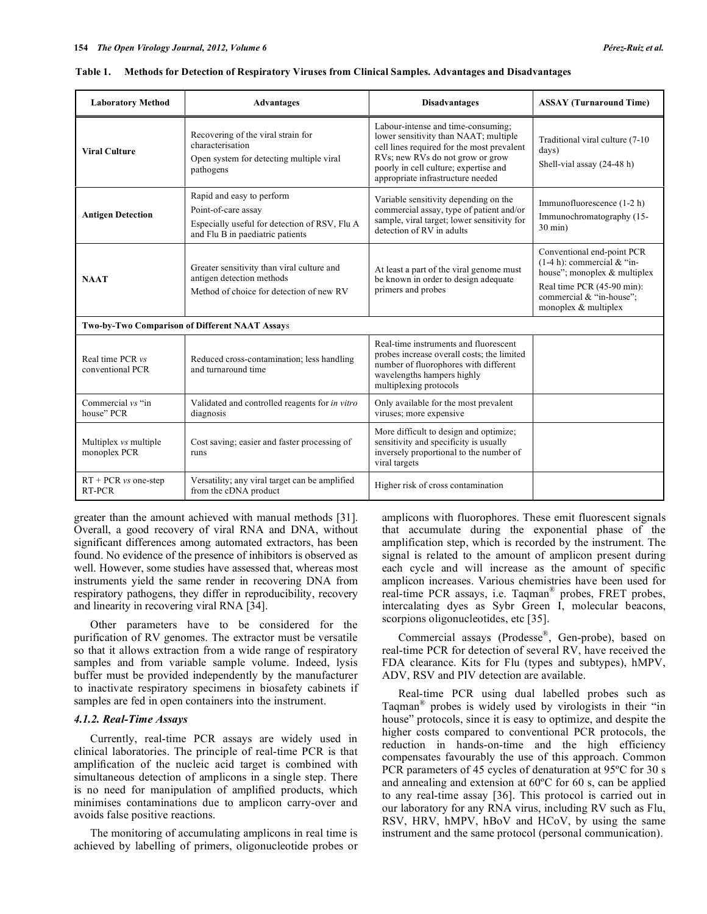**Table 1. Methods for Detection of Respiratory Viruses from Clinical Samples. Advantages and Disadvantages**

| Laboratory Method | Advantages | Disadvantages | ASSAY (Turnaround Time) |
|---|---|---|---|
| **Viral Culture** | Recovering of the viral strain for characterisation<br>Open system for detecting multiple viral pathogens | Labour-intense and time-consuming; lower sensitivity than NAAT; multiple cell lines required for the most prevalent RVs; new RVs do not grow or grow poorly in cell culture; expertise and appropriate infrastructure needed | Traditional viral culture (7-10 days)<br>Shell-vial assay (24-48 h) |
| **Antigen Detection** | Rapid and easy to perform<br>Point-of-care assay<br>Especially useful for detection of RSV, Flu A and Flu B in paediatric patients | Variable sensitivity depending on the commercial assay, type of patient and/or sample, viral target; lower sensitivity for detection of RV in adults | Immunofluorescence (1-2 h)<br>Immunochromatography (15-30 min) |
| **NAAT** | Greater sensitivity than viral culture and antigen detection methods<br>Method of choice for detection of new RV | At least a part of the viral genome must be known in order to design adequate primers and probes | Conventional end-point PCR (1-4 h): commercial & "in-house"; monoplex & multiplex<br>Real time PCR (45-90 min): commercial & "in-house"; monoplex & multiplex |
| **Two-by-Two Comparison of Different NAAT Assays** | | | |
| Real time PCR *vs* conventional PCR | Reduced cross-contamination; less handling and turnaround time | Real-time instruments and fluorescent probes increase overall costs; the limited number of fluorophores with different wavelengths hampers highly multiplexing protocols | |
| Commercial *vs* "in house" PCR | Validated and controlled reagents for *in vitro* diagnosis | Only available for the most prevalent viruses; more expensive | |
| Multiplex *vs* multiple monoplex PCR | Cost saving; easier and faster processing of runs | More difficult to design and optimize; sensitivity and specificity is usually inversely proportional to the number of viral targets | |
| RT + PCR *vs* one-step RT-PCR | Versatility; any viral target can be amplified from the cDNA product | Higher risk of cross contamination | |

greater than the amount achieved with manual methods [31]. Overall, a good recovery of viral RNA and DNA, without significant differences among automated extractors, has been found. No evidence of the presence of inhibitors is observed as well. However, some studies have assessed that, whereas most instruments yield the same render in recovering DNA from respiratory pathogens, they differ in reproducibility, recovery and linearity in recovering viral RNA [34].

Other parameters have to be considered for the purification of RV genomes. The extractor must be versatile so that it allows extraction from a wide range of respiratory samples and from variable sample volume. Indeed, lysis buffer must be provided independently by the manufacturer to inactivate respiratory specimens in biosafety cabinets if samples are fed in open containers into the instrument.

### 4.1.2. Real-Time Assays

Currently, real-time PCR assays are widely used in clinical laboratories. The principle of real-time PCR is that amplification of the nucleic acid target is combined with simultaneous detection of amplicons in a single step. There is no need for manipulation of amplified products, which minimises contaminations due to amplicon carry-over and avoids false positive reactions.

The monitoring of accumulating amplicons in real time is achieved by labelling of primers, oligonucleotide probes or amplicons with fluorophores. These emit fluorescent signals that accumulate during the exponential phase of the amplification step, which is recorded by the instrument. The signal is related to the amount of amplicon present during each cycle and will increase as the amount of specific amplicon increases. Various chemistries have been used for real-time PCR assays, i.e. Taqman® probes, FRET probes, intercalating dyes as Sybr Green I, molecular beacons, scorpions oligonucleotides, etc [35].

Commercial assays (Prodesse®, Gen-probe), based on real-time PCR for detection of several RV, have received the FDA clearance. Kits for Flu (types and subtypes), hMPV, ADV, RSV and PIV detection are available.

Real-time PCR using dual labelled probes such as Taqman® probes is widely used by virologists in their "in house" protocols, since it is easy to optimize, and despite the higher costs compared to conventional PCR protocols, the reduction in hands-on-time and the high efficiency compensates favourably the use of this approach. Common PCR parameters of 45 cycles of denaturation at 95ºC for 30 s and annealing and extension at 60ºC for 60 s, can be applied to any real-time assay [36]. This protocol is carried out in our laboratory for any RNA virus, including RV such as Flu, RSV, HRV, hMPV, hBoV and HCoV, by using the same instrument and the same protocol (personal communication).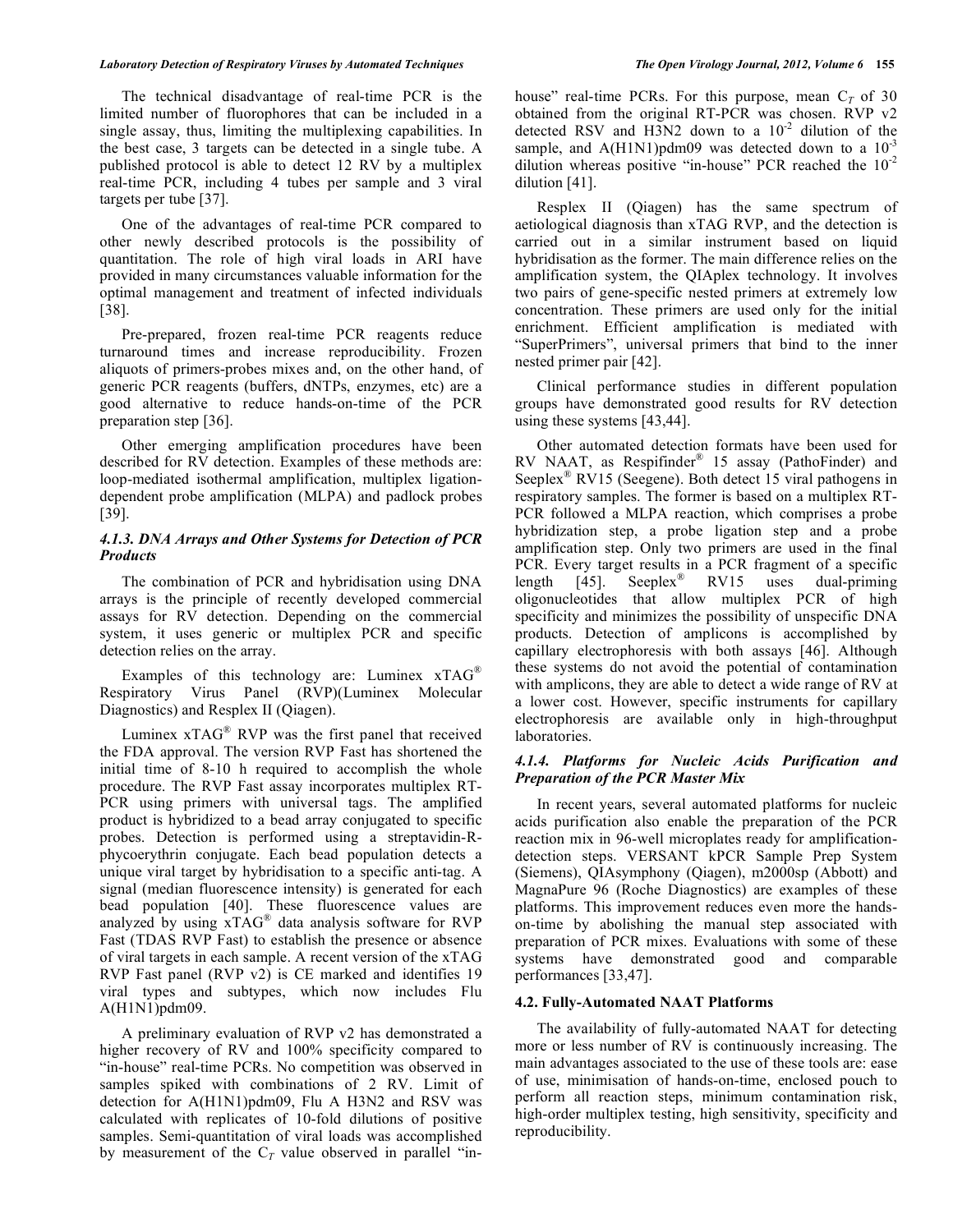The technical disadvantage of real-time PCR is the limited number of fluorophores that can be included in a single assay, thus, limiting the multiplexing capabilities. In the best case, 3 targets can be detected in a single tube. A published protocol is able to detect 12 RV by a multiplex real-time PCR, including 4 tubes per sample and 3 viral targets per tube [37].

One of the advantages of real-time PCR compared to other newly described protocols is the possibility of quantitation. The role of high viral loads in ARI have provided in many circumstances valuable information for the optimal management and treatment of infected individuals [38].

Pre-prepared, frozen real-time PCR reagents reduce turnaround times and increase reproducibility. Frozen aliquots of primers-probes mixes and, on the other hand, of generic PCR reagents (buffers, dNTPs, enzymes, etc) are a good alternative to reduce hands-on-time of the PCR preparation step [36].

Other emerging amplification procedures have been described for RV detection. Examples of these methods are: loop-mediated isothermal amplification, multiplex ligation-dependent probe amplification (MLPA) and padlock probes [39].

#### *4.1.3. DNA Arrays and Other Systems for Detection of PCR Products*

The combination of PCR and hybridisation using DNA arrays is the principle of recently developed commercial assays for RV detection. Depending on the commercial system, it uses generic or multiplex PCR and specific detection relies on the array.

Examples of this technology are: Luminex xTAG® Respiratory Virus Panel (RVP)(Luminex Molecular Diagnostics) and Resplex II (Qiagen).

Luminex xTAG® RVP was the first panel that received the FDA approval. The version RVP Fast has shortened the initial time of 8-10 h required to accomplish the whole procedure. The RVP Fast assay incorporates multiplex RT-PCR using primers with universal tags. The amplified product is hybridized to a bead array conjugated to specific probes. Detection is performed using a streptavidin-R-phycoerythrin conjugate. Each bead population detects a unique viral target by hybridisation to a specific anti-tag. A signal (median fluorescence intensity) is generated for each bead population [40]. These fluorescence values are analyzed by using xTAG® data analysis software for RVP Fast (TDAS RVP Fast) to establish the presence or absence of viral targets in each sample. A recent version of the xTAG RVP Fast panel (RVP v2) is CE marked and identifies 19 viral types and subtypes, which now includes Flu A(H1N1)pdm09.

A preliminary evaluation of RVP v2 has demonstrated a higher recovery of RV and 100% specificity compared to "in-house" real-time PCRs. No competition was observed in samples spiked with combinations of 2 RV. Limit of detection for A(H1N1)pdm09, Flu A H3N2 and RSV was calculated with replicates of 10-fold dilutions of positive samples. Semi-quantitation of viral loads was accomplished by measurement of the $C_T$ value observed in parallel "in-house" real-time PCRs. For this purpose, mean $C_T$ of 30 obtained from the original RT-PCR was chosen. RVP v2 detected RSV and H3N2 down to a $10^{-2}$ dilution of the sample, and A(H1N1)pdm09 was detected down to a $10^{-3}$ dilution whereas positive "in-house" PCR reached the $10^{-2}$ dilution [41].

Resplex II (Qiagen) has the same spectrum of aetiological diagnosis than xTAG RVP, and the detection is carried out in a similar instrument based on liquid hybridisation as the former. The main difference relies on the amplification system, the QIAplex technology. It involves two pairs of gene-specific nested primers at extremely low concentration. These primers are used only for the initial enrichment. Efficient amplification is mediated with "SuperPrimers", universal primers that bind to the inner nested primer pair [42].

Clinical performance studies in different population groups have demonstrated good results for RV detection using these systems [43,44].

Other automated detection formats have been used for RV NAAT, as Respifinder® 15 assay (PathoFinder) and Seeplex® RV15 (Seegene). Both detect 15 viral pathogens in respiratory samples. The former is based on a multiplex RT-PCR followed a MLPA reaction, which comprises a probe hybridization step, a probe ligation step and a probe amplification step. Only two primers are used in the final PCR. Every target results in a PCR fragment of a specific length [45]. Seeplex® RV15 uses dual-priming oligonucleotides that allow multiplex PCR of high specificity and minimizes the possibility of unspecific DNA products. Detection of amplicons is accomplished by capillary electrophoresis with both assays [46]. Although these systems do not avoid the potential of contamination with amplicons, they are able to detect a wide range of RV at a lower cost. However, specific instruments for capillary electrophoresis are available only in high-throughput laboratories.

#### *4.1.4. Platforms for Nucleic Acids Purification and Preparation of the PCR Master Mix*

In recent years, several automated platforms for nucleic acids purification also enable the preparation of the PCR reaction mix in 96-well microplates ready for amplification-detection steps. VERSANT kPCR Sample Prep System (Siemens), QIAsymphony (Qiagen), m2000sp (Abbott) and MagnaPure 96 (Roche Diagnostics) are examples of these platforms. This improvement reduces even more the hands-on-time by abolishing the manual step associated with preparation of PCR mixes. Evaluations with some of these systems have demonstrated good and comparable performances [33,47].

### 4.2. Fully-Automated NAAT Platforms

The availability of fully-automated NAAT for detecting more or less number of RV is continuously increasing. The main advantages associated to the use of these tools are: ease of use, minimisation of hands-on-time, enclosed pouch to perform all reaction steps, minimum contamination risk, high-order multiplex testing, high sensitivity, specificity and reproducibility.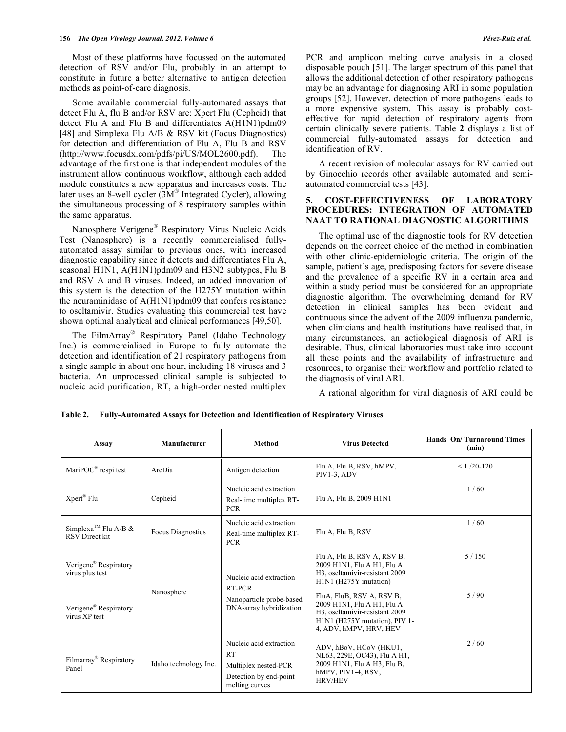Most of these platforms have focussed on the automated detection of RSV and/or Flu, probably in an attempt to constitute in future a better alternative to antigen detection methods as point-of-care diagnosis.

Some available commercial fully-automated assays that detect Flu A, flu B and/or RSV are: Xpert Flu (Cepheid) that detect Flu A and Flu B and differentiates A(H1N1)pdm09 [48] and Simplexa Flu A/B & RSV kit (Focus Diagnostics) for detection and differentiation of Flu A, Flu B and RSV (http://www.focusdx.com/pdfs/pi/US/MOL2600.pdf). The advantage of the first one is that independent modules of the instrument allow continuous workflow, although each added module constitutes a new apparatus and increases costs. The later uses an 8-well cycler (3M® Integrated Cycler), allowing the simultaneous processing of 8 respiratory samples within the same apparatus.

Nanosphere Verigene® Respiratory Virus Nucleic Acids Test (Nanosphere) is a recently commercialised fully-automated assay similar to previous ones, with increased diagnostic capability since it detects and differentiates Flu A, seasonal H1N1, A(H1N1)pdm09 and H3N2 subtypes, Flu B and RSV A and B viruses. Indeed, an added innovation of this system is the detection of the H275Y mutation within the neuraminidase of A(H1N1)pdm09 that confers resistance to oseltamivir. Studies evaluating this commercial test have shown optimal analytical and clinical performances [49,50].

The FilmArray® Respiratory Panel (Idaho Technology Inc.) is commercialised in Europe to fully automate the detection and identification of 21 respiratory pathogens from a single sample in about one hour, including 18 viruses and 3 bacteria. An unprocessed clinical sample is subjected to nucleic acid purification, RT, a high-order nested multiplex PCR and amplicon melting curve analysis in a closed disposable pouch [51]. The larger spectrum of this panel that allows the additional detection of other respiratory pathogens may be an advantage for diagnosing ARI in some population groups [52]. However, detection of more pathogens leads to a more expensive system. This assay is probably cost-effective for rapid detection of respiratory agents from certain clinically severe patients. Table **2** displays a list of commercial fully-automated assays for detection and identification of RV.

A recent revision of molecular assays for RV carried out by Ginocchio records other available automated and semi-automated commercial tests [43].

## 5. COST-EFFECTIVENESS OF LABORATORY PROCEDURES: INTEGRATION OF AUTOMATED NAAT TO RATIONAL DIAGNOSTIC ALGORITHMS

The optimal use of the diagnostic tools for RV detection depends on the correct choice of the method in combination with other clinic-epidemiologic criteria. The origin of the sample, patient's age, predisposing factors for severe disease and the prevalence of a specific RV in a certain area and within a study period must be considered for an appropriate diagnostic algorithm. The overwhelming demand for RV detection in clinical samples has been evident and continuous since the advent of the 2009 influenza pandemic, when clinicians and health institutions have realised that, in many circumstances, an aetiological diagnosis of ARI is desirable. Thus, clinical laboratories must take into account all these points and the availability of infrastructure and resources, to organise their workflow and portfolio related to the diagnosis of viral ARI.

A rational algorithm for viral diagnosis of ARI could be

**Table 2. Fully-Automated Assays for Detection and Identification of Respiratory Viruses**

| Assay | Manufacturer | Method | Virus Detected | Hands–On/ Turnaround Times (min) |
|---|---|---|---|---|
| MariPOC® respi test | ArcDia | Antigen detection | Flu A, Flu B, RSV, hMPV, PIV1-3, ADV | < 1 /20-120 |
| Xpert® Flu | Cepheid | Nucleic acid extraction<br>Real-time multiplex RT-PCR | Flu A, Flu B, 2009 H1N1 | 1 / 60 |
| Simplexa™ Flu A/B & RSV Direct kit | Focus Diagnostics | Nucleic acid extraction<br>Real-time multiplex RT-PCR | Flu A, Flu B, RSV | 1 / 60 |
| Verigene® Respiratory virus plus test | Nanosphere | Nucleic acid extraction<br>RT-PCR<br>Nanoparticle probe-based DNA-array hybridization | Flu A, Flu B, RSV A, RSV B, 2009 H1N1, Flu A H1, Flu A H3, oseltamivir-resistant 2009 H1N1 (H275Y mutation) | 5 / 150 |
| Verigene® Respiratory virus XP test | | | FluA, FluB, RSV A, RSV B, 2009 H1N1, Flu A H1, Flu A H3, oseltamivir-resistant 2009 H1N1 (H275Y mutation), PIV 1-4, ADV, hMPV, HRV, HEV | 5 / 90 |
| Filmarray® Respiratory Panel | Idaho technology Inc. | Nucleic acid extraction<br>RT<br>Multiplex nested-PCR<br>Detection by end-point melting curves | ADV, hBoV, HCoV (HKU1, NL63, 229E, OC43), Flu A H1, 2009 H1N1, Flu A H3, Flu B, hMPV, PIV1-4, RSV, HRV/HEV | 2 / 60 |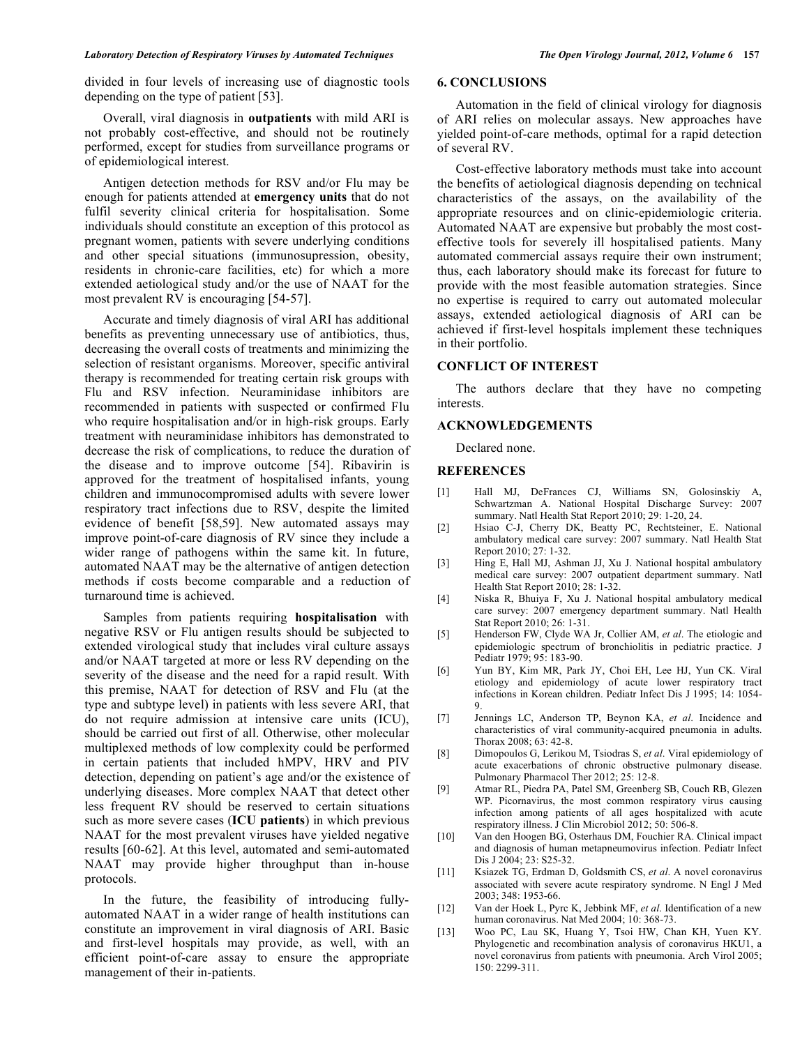divided in four levels of increasing use of diagnostic tools depending on the type of patient [53].

Overall, viral diagnosis in **outpatients** with mild ARI is not probably cost-effective, and should not be routinely performed, except for studies from surveillance programs or of epidemiological interest.

Antigen detection methods for RSV and/or Flu may be enough for patients attended at **emergency units** that do not fulfil severity clinical criteria for hospitalisation. Some individuals should constitute an exception of this protocol as pregnant women, patients with severe underlying conditions and other special situations (immunosupression, obesity, residents in chronic-care facilities, etc) for which a more extended aetiological study and/or the use of NAAT for the most prevalent RV is encouraging [54-57].

Accurate and timely diagnosis of viral ARI has additional benefits as preventing unnecessary use of antibiotics, thus, decreasing the overall costs of treatments and minimizing the selection of resistant organisms. Moreover, specific antiviral therapy is recommended for treating certain risk groups with Flu and RSV infection. Neuraminidase inhibitors are recommended in patients with suspected or confirmed Flu who require hospitalisation and/or in high-risk groups. Early treatment with neuraminidase inhibitors has demonstrated to decrease the risk of complications, to reduce the duration of the disease and to improve outcome [54]. Ribavirin is approved for the treatment of hospitalised infants, young children and immunocompromised adults with severe lower respiratory tract infections due to RSV, despite the limited evidence of benefit [58,59]. New automated assays may improve point-of-care diagnosis of RV since they include a wider range of pathogens within the same kit. In future, automated NAAT may be the alternative of antigen detection methods if costs become comparable and a reduction of turnaround time is achieved.

Samples from patients requiring **hospitalisation** with negative RSV or Flu antigen results should be subjected to extended virological study that includes viral culture assays and/or NAAT targeted at more or less RV depending on the severity of the disease and the need for a rapid result. With this premise, NAAT for detection of RSV and Flu (at the type and subtype level) in patients with less severe ARI, that do not require admission at intensive care units (ICU), should be carried out first of all. Otherwise, other molecular multiplexed methods of low complexity could be performed in certain patients that included hMPV, HRV and PIV detection, depending on patient's age and/or the existence of underlying diseases. More complex NAAT that detect other less frequent RV should be reserved to certain situations such as more severe cases (**ICU patients**) in which previous NAAT for the most prevalent viruses have yielded negative results [60-62]. At this level, automated and semi-automated NAAT may provide higher throughput than in-house protocols.

In the future, the feasibility of introducing fully-automated NAAT in a wider range of health institutions can constitute an improvement in viral diagnosis of ARI. Basic and first-level hospitals may provide, as well, with an efficient point-of-care assay to ensure the appropriate management of their in-patients.

## 6. CONCLUSIONS

Automation in the field of clinical virology for diagnosis of ARI relies on molecular assays. New approaches have yielded point-of-care methods, optimal for a rapid detection of several RV.

Cost-effective laboratory methods must take into account the benefits of aetiological diagnosis depending on technical characteristics of the assays, on the availability of the appropriate resources and on clinic-epidemiologic criteria. Automated NAAT are expensive but probably the most cost-effective tools for severely ill hospitalised patients. Many automated commercial assays require their own instrument; thus, each laboratory should make its forecast for future to provide with the most feasible automation strategies. Since no expertise is required to carry out automated molecular assays, extended aetiological diagnosis of ARI can be achieved if first-level hospitals implement these techniques in their portfolio.

## CONFLICT OF INTEREST

The authors declare that they have no competing interests.

## ACKNOWLEDGEMENTS

Declared none.

## REFERENCES

[1] Hall MJ, DeFrances CJ, Williams SN, Golosinskiy A, Schwartzman A. National Hospital Discharge Survey: 2007 summary. Natl Health Stat Report 2010; 29: 1-20, 24.

[2] Hsiao C-J, Cherry DK, Beatty PC, Rechtsteiner, E. National ambulatory medical care survey: 2007 summary. Natl Health Stat Report 2010; 27: 1-32.

[3] Hing E, Hall MJ, Ashman JJ, Xu J. National hospital ambulatory medical care survey: 2007 outpatient department summary. Natl Health Stat Report 2010; 28: 1-32.

[4] Niska R, Bhuiya F, Xu J. National hospital ambulatory medical care survey: 2007 emergency department summary. Natl Health Stat Report 2010; 26: 1-31.

[5] Henderson FW, Clyde WA Jr, Collier AM, *et al*. The etiologic and epidemiologic spectrum of bronchiolitis in pediatric practice. J Pediatr 1979; 95: 183-90.

[6] Yun BY, Kim MR, Park JY, Choi EH, Lee HJ, Yun CK. Viral etiology and epidemiology of acute lower respiratory tract infections in Korean children. Pediatr Infect Dis J 1995; 14: 1054-9.

[7] Jennings LC, Anderson TP, Beynon KA, *et al*. Incidence and characteristics of viral community-acquired pneumonia in adults. Thorax 2008; 63: 42-8.

[8] Dimopoulos G, Lerikou M, Tsiodras S, *et al*. Viral epidemiology of acute exacerbations of chronic obstructive pulmonary disease. Pulmonary Pharmacol Ther 2012; 25: 12-8.

[9] Atmar RL, Piedra PA, Patel SM, Greenberg SB, Couch RB, Glezen WP. Picornavirus, the most common respiratory virus causing infection among patients of all ages hospitalized with acute respiratory illness. J Clin Microbiol 2012; 50: 506-8.

[10] Van den Hoogen BG, Osterhaus DM, Fouchier RA. Clinical impact and diagnosis of human metapneumovirus infection. Pediatr Infect Dis J 2004; 23: S25-32.

[11] Ksiazek TG, Erdman D, Goldsmith CS, *et al*. A novel coronavirus associated with severe acute respiratory syndrome. N Engl J Med 2003; 348: 1953-66.

[12] Van der Hoek L, Pyrc K, Jebbink MF, *et al*. Identification of a new human coronavirus. Nat Med 2004; 10: 368-73.

[13] Woo PC, Lau SK, Huang Y, Tsoi HW, Chan KH, Yuen KY. Phylogenetic and recombination analysis of coronavirus HKU1, a novel coronavirus from patients with pneumonia. Arch Virol 2005; 150: 2299-311.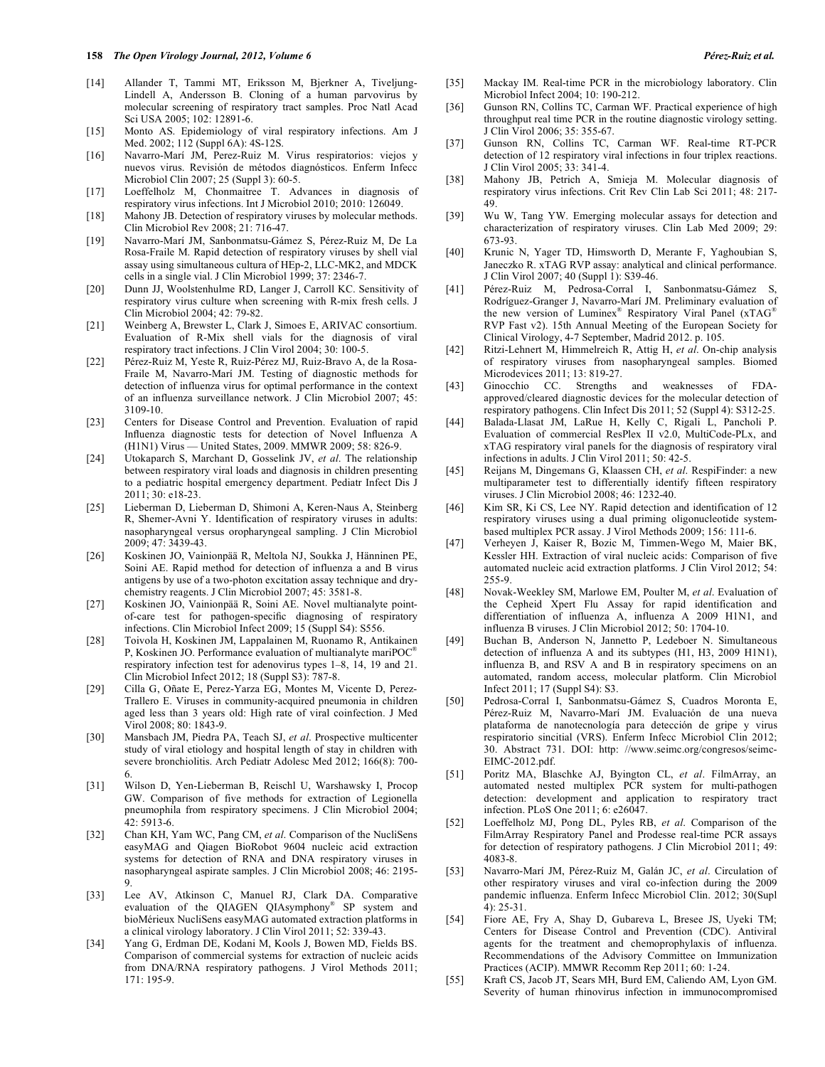[14] Allander T, Tammi MT, Eriksson M, Bjerkner A, Tiveljung-Lindell A, Andersson B. Cloning of a human parvovirus by molecular screening of respiratory tract samples. Proc Natl Acad Sci USA 2005; 102: 12891-6.

[15] Monto AS. Epidemiology of viral respiratory infections. Am J Med. 2002; 112 (Suppl 6A): 4S-12S.

[16] Navarro-Marí JM, Perez-Ruiz M. Virus respiratorios: viejos y nuevos virus. Revisión de métodos diagnósticos. Enferm Infecc Microbiol Clin 2007; 25 (Suppl 3): 60-5.

[17] Loeffelholz M, Chonmaitree T. Advances in diagnosis of respiratory virus infections. Int J Microbiol 2010; 2010: 126049.

[18] Mahony JB. Detection of respiratory viruses by molecular methods. Clin Microbiol Rev 2008; 21: 716-47.

[19] Navarro-Marí JM, Sanbonmatsu-Gámez S, Pérez-Ruiz M, De La Rosa-Fraile M. Rapid detection of respiratory viruses by shell vial assay using simultaneous cultura of HEp-2, LLC-MK2, and MDCK cells in a single vial. J Clin Microbiol 1999; 37: 2346-7.

[20] Dunn JJ, Woolstenhulme RD, Langer J, Carroll KC. Sensitivity of respiratory virus culture when screening with R-mix fresh cells. J Clin Microbiol 2004; 42: 79-82.

[21] Weinberg A, Brewster L, Clark J, Simoes E, ARIVAC consortium. Evaluation of R-Mix shell vials for the diagnosis of viral respiratory tract infections. J Clin Virol 2004; 30: 100-5.

[22] Pérez-Ruiz M, Yeste R, Ruiz-Pérez MJ, Ruiz-Bravo A, de la Rosa-Fraile M, Navarro-Marí JM. Testing of diagnostic methods for detection of influenza virus for optimal performance in the context of an influenza surveillance network. J Clin Microbiol 2007; 45: 3109-10.

[23] Centers for Disease Control and Prevention. Evaluation of rapid Influenza diagnostic tests for detection of Novel Influenza A (H1N1) Virus — United States, 2009. MMWR 2009; 58: 826-9.

[24] Utokaparch S, Marchant D, Gosselink JV, *et al*. The relationship between respiratory viral loads and diagnosis in children presenting to a pediatric hospital emergency department. Pediatr Infect Dis J 2011; 30: e18-23.

[25] Lieberman D, Lieberman D, Shimoni A, Keren-Naus A, Steinberg R, Shemer-Avni Y. Identification of respiratory viruses in adults: nasopharyngeal versus oropharyngeal sampling. J Clin Microbiol 2009; 47: 3439-43.

[26] Koskinen JO, Vainionpää R, Meltola NJ, Soukka J, Hänninen PE, Soini AE. Rapid method for detection of influenza a and B virus antigens by use of a two-photon excitation assay technique and dry-chemistry reagents. J Clin Microbiol 2007; 45: 3581-8.

[27] Koskinen JO, Vainionpää R, Soini AE. Novel multianalyte point-of-care test for pathogen-specific diagnosing of respiratory infections. Clin Microbiol Infect 2009; 15 (Suppl S4): S556.

[28] Toivola H, Koskinen JM, Lappalainen M, Ruonamo R, Antikainen P, Koskinen JO. Performance evaluation of multianalyte mariPOC® respiratory infection test for adenovirus types 1–8, 14, 19 and 21. Clin Microbiol Infect 2012; 18 (Suppl S3): 787-8.

[29] Cilla G, Oñate E, Perez-Yarza EG, Montes M, Vicente D, Perez-Trallero E. Viruses in community-acquired pneumonia in children aged less than 3 years old: High rate of viral coinfection. J Med Virol 2008; 80: 1843-9.

[30] Mansbach JM, Piedra PA, Teach SJ, *et al*. Prospective multicenter study of viral etiology and hospital length of stay in children with severe bronchiolitis. Arch Pediatr Adolesc Med 2012; 166(8): 700-6.

[31] Wilson D, Yen-Lieberman B, Reischl U, Warshawsky I, Procop GW. Comparison of five methods for extraction of Legionella pneumophila from respiratory specimens. J Clin Microbiol 2004; 42: 5913-6.

[32] Chan KH, Yam WC, Pang CM, *et al*. Comparison of the NucliSens easyMAG and Qiagen BioRobot 9604 nucleic acid extraction systems for detection of RNA and DNA respiratory viruses in nasopharyngeal aspirate samples. J Clin Microbiol 2008; 46: 2195-9.

[33] Lee AV, Atkinson C, Manuel RJ, Clark DA. Comparative evaluation of the QIAGEN QIAsymphony® SP system and bioMérieux NucliSens easyMAG automated extraction platforms in a clinical virology laboratory. J Clin Virol 2011; 52: 339-43.

[34] Yang G, Erdman DE, Kodani M, Kools J, Bowen MD, Fields BS. Comparison of commercial systems for extraction of nucleic acids from DNA/RNA respiratory pathogens. J Virol Methods 2011; 171: 195-9.

[35] Mackay IM. Real-time PCR in the microbiology laboratory. Clin Microbiol Infect 2004; 10: 190-212.

[36] Gunson RN, Collins TC, Carman WF. Practical experience of high throughput real time PCR in the routine diagnostic virology setting. J Clin Virol 2006; 35: 355-67.

[37] Gunson RN, Collins TC, Carman WF. Real-time RT-PCR detection of 12 respiratory viral infections in four triplex reactions. J Clin Virol 2005; 33: 341-4.

[38] Mahony JB, Petrich A, Smieja M. Molecular diagnosis of respiratory virus infections. Crit Rev Clin Lab Sci 2011; 48: 217-49.

[39] Wu W, Tang YW. Emerging molecular assays for detection and characterization of respiratory viruses. Clin Lab Med 2009; 29: 673-93.

[40] Krunic N, Yager TD, Himsworth D, Merante F, Yaghoubian S, Janeczko R. xTAG RVP assay: analytical and clinical performance. J Clin Virol 2007; 40 (Suppl 1): S39-46.

[41] Pérez-Ruiz M, Pedrosa-Corral I, Sanbonmatsu-Gámez S, Rodríguez-Granger J, Navarro-Marí JM. Preliminary evaluation of the new version of Luminex® Respiratory Viral Panel (xTAG® RVP Fast v2). 15th Annual Meeting of the European Society for Clinical Virology, 4-7 September, Madrid 2012. p. 105.

[42] Ritzi-Lehnert M, Himmelreich R, Attig H, *et al*. On-chip analysis of respiratory viruses from nasopharyngeal samples. Biomed Microdevices 2011; 13: 819-27.

[43] Ginocchio CC. Strengths and weaknesses of FDA-approved/cleared diagnostic devices for the molecular detection of respiratory pathogens. Clin Infect Dis 2011; 52 (Suppl 4): S312-25.

[44] Balada-Llasat JM, LaRue H, Kelly C, Rigali L, Pancholi P. Evaluation of commercial ResPlex II v2.0, MultiCode-PLx, and xTAG respiratory viral panels for the diagnosis of respiratory viral infections in adults. J Clin Virol 2011; 50: 42-5.

[45] Reijans M, Dingemans G, Klaassen CH, *et al*. RespiFinder: a new multiparameter test to differentially identify fifteen respiratory viruses. J Clin Microbiol 2008; 46: 1232-40.

[46] Kim SR, Ki CS, Lee NY. Rapid detection and identification of 12 respiratory viruses using a dual priming oligonucleotide system-based multiplex PCR assay. J Virol Methods 2009; 156: 111-6.

[47] Verheyen J, Kaiser R, Bozic M, Timmen-Wego M, Maier BK, Kessler HH. Extraction of viral nucleic acids: Comparison of five automated nucleic acid extraction platforms. J Clin Virol 2012; 54: 255-9.

[48] Novak-Weekley SM, Marlowe EM, Poulter M, *et al*. Evaluation of the Cepheid Xpert Flu Assay for rapid identification and differentiation of influenza A, influenza A 2009 H1N1, and influenza B viruses. J Clin Microbiol 2012; 50: 1704-10.

[49] Buchan B, Anderson N, Jannetto P, Ledeboer N. Simultaneous detection of influenza A and its subtypes (H1, H3, 2009 H1N1), influenza B, and RSV A and B in respiratory specimens on an automated, random access, molecular platform. Clin Microbiol Infect 2011; 17 (Suppl S4): S3.

[50] Pedrosa-Corral I, Sanbonmatsu-Gámez S, Cuadros Moronta E, Pérez-Ruiz M, Navarro-Marí JM. Evaluación de una nueva plataforma de nanotecnología para detección de gripe y virus respiratorio sincitial (VRS). Enferm Infecc Microbiol Clin 2012; 30. Abstract 731. DOI: http: //www.seimc.org/congresos/seimc-EIMC-2012.pdf.

[51] Poritz MA, Blaschke AJ, Byington CL, *et al*. FilmArray, an automated nested multiplex PCR system for multi-pathogen detection: development and application to respiratory tract infection. PLoS One 2011; 6: e26047.

[52] Loeffelholz MJ, Pong DL, Pyles RB, *et al*. Comparison of the FilmArray Respiratory Panel and Prodesse real-time PCR assays for detection of respiratory pathogens. J Clin Microbiol 2011; 49: 4083-8.

[53] Navarro-Marí JM, Pérez-Ruiz M, Galán JC, *et al*. Circulation of other respiratory viruses and viral co-infection during the 2009 pandemic influenza. Enferm Infecc Microbiol Clin. 2012; 30(Supl 4): 25-31.

[54] Fiore AE, Fry A, Shay D, Gubareva L, Bresee JS, Uyeki TM; Centers for Disease Control and Prevention (CDC). Antiviral agents for the treatment and chemoprophylaxis of influenza. Recommendations of the Advisory Committee on Immunization Practices (ACIP). MMWR Recomm Rep 2011; 60: 1-24.

[55] Kraft CS, Jacob JT, Sears MH, Burd EM, Caliendo AM, Lyon GM. Severity of human rhinovirus infection in immunocompromised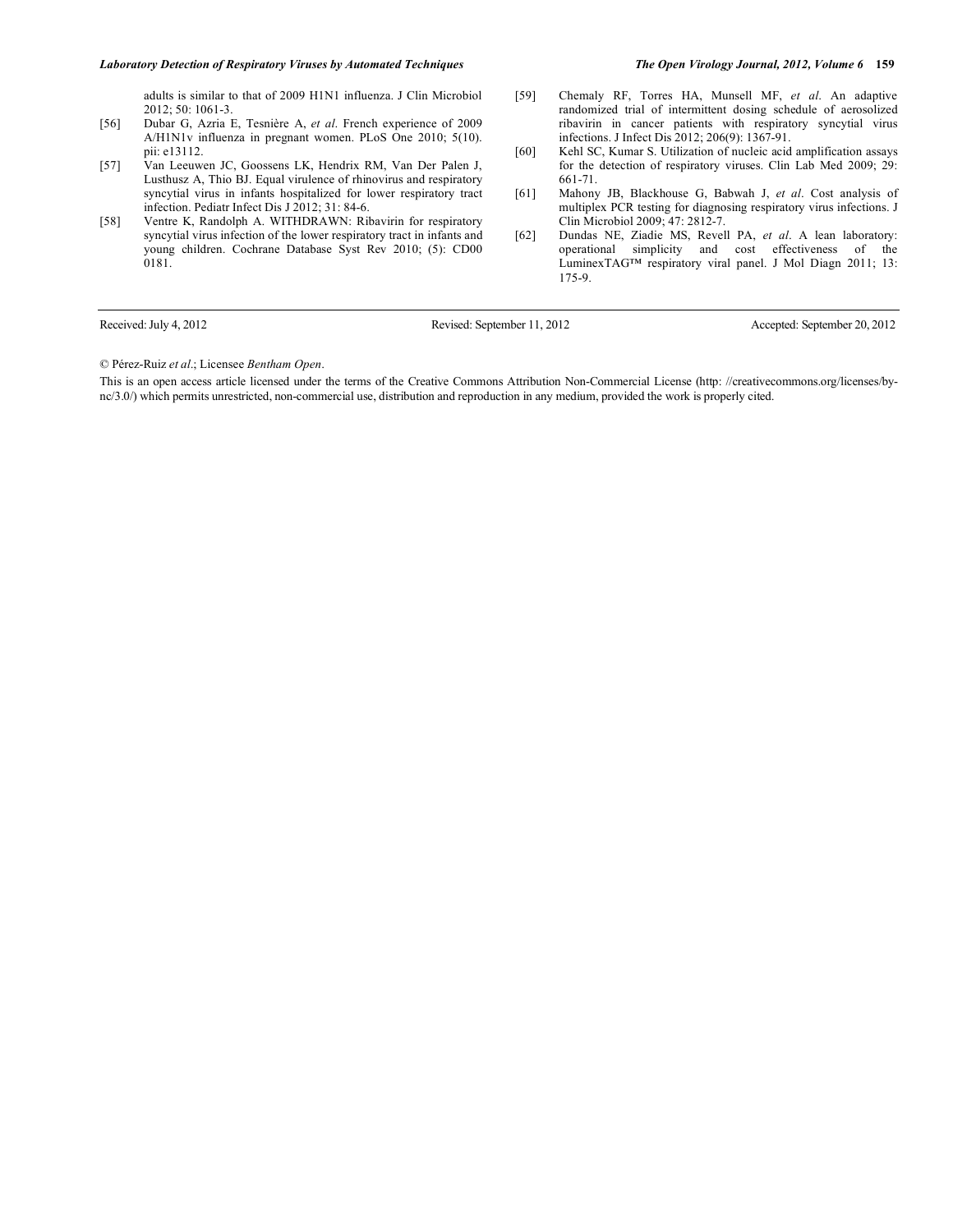adults is similar to that of 2009 H1N1 influenza. J Clin Microbiol 2012; 50: 1061-3.

[56] Dubar G, Azria E, Tesnière A, *et al*. French experience of 2009 A/H1N1v influenza in pregnant women. PLoS One 2010; 5(10). pii: e13112.

[57] Van Leeuwen JC, Goossens LK, Hendrix RM, Van Der Palen J, Lusthusz A, Thio BJ. Equal virulence of rhinovirus and respiratory syncytial virus in infants hospitalized for lower respiratory tract infection. Pediatr Infect Dis J 2012; 31: 84-6.

[58] Ventre K, Randolph A. WITHDRAWN: Ribavirin for respiratory syncytial virus infection of the lower respiratory tract in infants and young children. Cochrane Database Syst Rev 2010; (5): CD00 0181.

[59] Chemaly RF, Torres HA, Munsell MF, *et al*. An adaptive randomized trial of intermittent dosing schedule of aerosolized ribavirin in cancer patients with respiratory syncytial virus infections. J Infect Dis 2012; 206(9): 1367-91.

[60] Kehl SC, Kumar S. Utilization of nucleic acid amplification assays for the detection of respiratory viruses. Clin Lab Med 2009; 29: 661-71.

[61] Mahony JB, Blackhouse G, Babwah J, *et al*. Cost analysis of multiplex PCR testing for diagnosing respiratory virus infections. J Clin Microbiol 2009; 47: 2812-7.

[62] Dundas NE, Ziadie MS, Revell PA, *et al*. A lean laboratory: operational simplicity and cost effectiveness of the LuminexTAG™ respiratory viral panel. J Mol Diagn 2011; 13: 175-9.

Received: July 4, 2012 Revised: September 11, 2012 Accepted: September 20, 2012

© Pérez-Ruiz *et al*.; Licensee *Bentham Open*.

This is an open access article licensed under the terms of the Creative Commons Attribution Non-Commercial License (http: //creativecommons.org/licenses/by-nc/3.0/) which permits unrestricted, non-commercial use, distribution and reproduction in any medium, provided the work is properly cited.